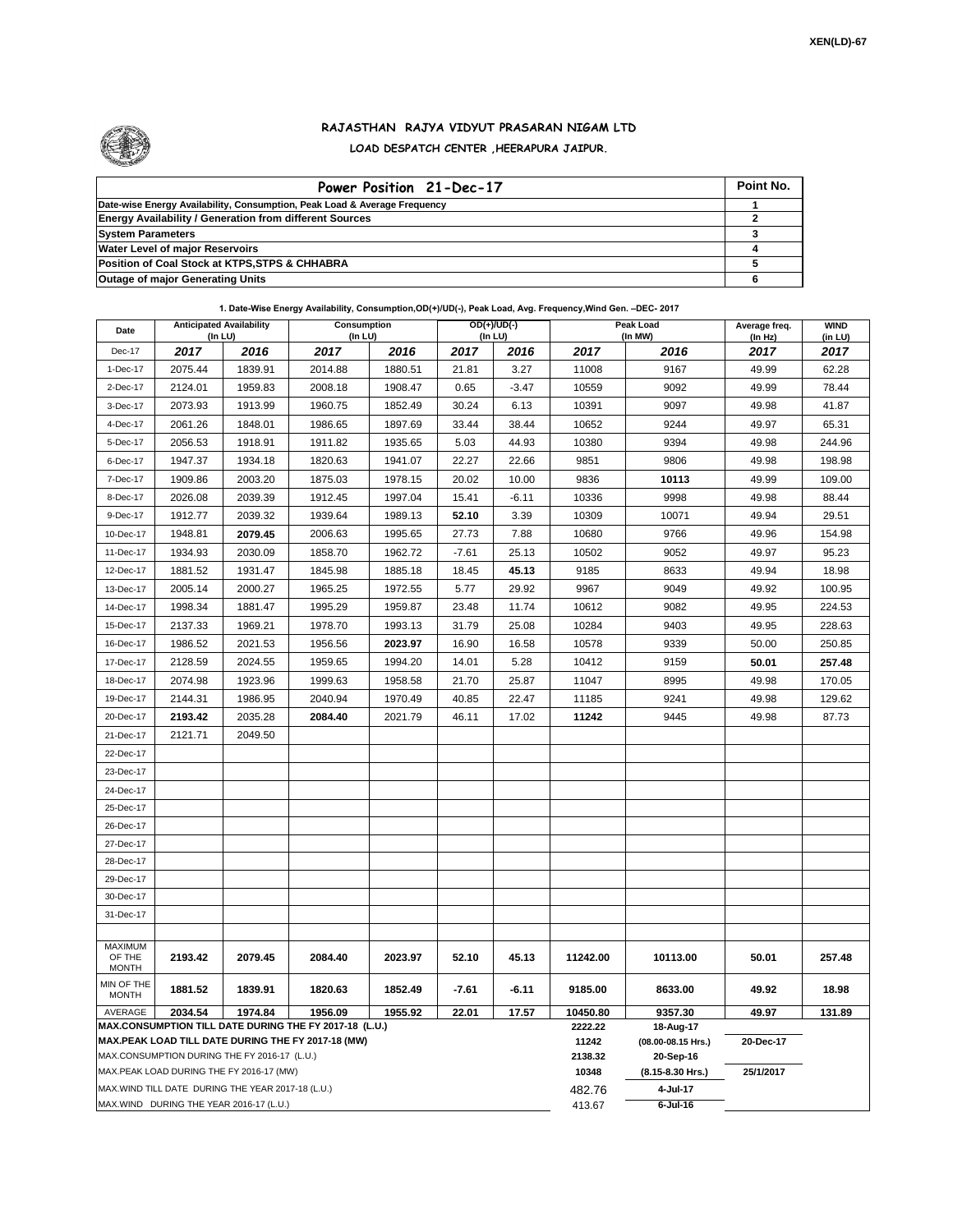XEN(LD)-67

# RAJASTHAN RAJYA VIDYUT PRASARAN NIGAM LTD

## LOAD DESPATCH CENTER ,HEERAPURA JAIPUR.

| Power Position 21-Dec-17 | Point No. |
|---|---|
| Date-wise Energy Availability, Consumption, Peak Load & Average Frequency | 1 |
| Energy Availability / Generation from different Sources | 2 |
| System Parameters | 3 |
| Water Level of major Reservoirs | 4 |
| Position of Coal Stock at KTPS,STPS & CHHABRA | 5 |
| Outage of major Generating Units | 6 |

**1. Date-Wise Energy Availability, Consumption,OD(+)/UD(-), Peak Load, Avg. Frequency,Wind Gen. –DEC- 2017**

| Date | Anticipated Availability (In LU) | | Consumption (In LU) | | OD(+)/UD(-) (In LU) | | Peak Load (In MW) | | Average freq. (In Hz) | WIND (in LU) |
|---|---|---|---|---|---|---|---|---|---|---|
| Dec-17 | 2017 | 2016 | 2017 | 2016 | 2017 | 2016 | 2017 | 2016 | 2017 | 2017 |
| 1-Dec-17 | 2075.44 | 1839.91 | 2014.88 | 1880.51 | 21.81 | 3.27 | 11008 | 9167 | 49.99 | 62.28 |
| 2-Dec-17 | 2124.01 | 1959.83 | 2008.18 | 1908.47 | 0.65 | -3.47 | 10559 | 9092 | 49.99 | 78.44 |
| 3-Dec-17 | 2073.93 | 1913.99 | 1960.75 | 1852.49 | 30.24 | 6.13 | 10391 | 9097 | 49.98 | 41.87 |
| 4-Dec-17 | 2061.26 | 1848.01 | 1986.65 | 1897.69 | 33.44 | 38.44 | 10652 | 9244 | 49.97 | 65.31 |
| 5-Dec-17 | 2056.53 | 1918.91 | 1911.82 | 1935.65 | 5.03 | 44.93 | 10380 | 9394 | 49.98 | 244.96 |
| 6-Dec-17 | 1947.37 | 1934.18 | 1820.63 | 1941.07 | 22.27 | 22.66 | 9851 | 9806 | 49.98 | 198.98 |
| 7-Dec-17 | 1909.86 | 2003.20 | 1875.03 | 1978.15 | 20.02 | 10.00 | 9836 | **10113** | 49.99 | 109.00 |
| 8-Dec-17 | 2026.08 | 2039.39 | 1912.45 | 1997.04 | 15.41 | -6.11 | 10336 | 9998 | 49.98 | 88.44 |
| 9-Dec-17 | 1912.77 | 2039.32 | 1939.64 | 1989.13 | **52.10** | 3.39 | 10309 | 10071 | 49.94 | 29.51 |
| 10-Dec-17 | 1948.81 | **2079.45** | 2006.63 | 1995.65 | 27.73 | 7.88 | 10680 | 9766 | 49.96 | 154.98 |
| 11-Dec-17 | 1934.93 | 2030.09 | 1858.70 | 1962.72 | -7.61 | 25.13 | 10502 | 9052 | 49.97 | 95.23 |
| 12-Dec-17 | 1881.52 | 1931.47 | 1845.98 | 1885.18 | 18.45 | **45.13** | 9185 | 8633 | 49.94 | 18.98 |
| 13-Dec-17 | 2005.14 | 2000.27 | 1965.25 | 1972.55 | 5.77 | 29.92 | 9967 | 9049 | 49.92 | 100.95 |
| 14-Dec-17 | 1998.34 | 1881.47 | 1995.29 | 1959.87 | 23.48 | 11.74 | 10612 | 9082 | 49.95 | 224.53 |
| 15-Dec-17 | 2137.33 | 1969.21 | 1978.70 | 1993.13 | 31.79 | 25.08 | 10284 | 9403 | 49.95 | 228.63 |
| 16-Dec-17 | 1986.52 | 2021.53 | 1956.56 | **2023.97** | 16.90 | 16.58 | 10578 | 9339 | 50.00 | 250.85 |
| 17-Dec-17 | 2128.59 | 2024.55 | 1959.65 | 1994.20 | 14.01 | 5.28 | 10412 | 9159 | **50.01** | **257.48** |
| 18-Dec-17 | 2074.98 | 1923.96 | 1999.63 | 1958.58 | 21.70 | 25.87 | 11047 | 8995 | 49.98 | 170.05 |
| 19-Dec-17 | 2144.31 | 1986.95 | 2040.94 | 1970.49 | 40.85 | 22.47 | 11185 | 9241 | 49.98 | 129.62 |
| 20-Dec-17 | **2193.42** | 2035.28 | **2084.40** | 2021.79 | 46.11 | 17.02 | **11242** | 9445 | 49.98 | 87.73 |
| 21-Dec-17 | 2121.71 | 2049.50 | | | | | | | | |
| 22-Dec-17 | | | | | | | | | | |
| 23-Dec-17 | | | | | | | | | | |
| 24-Dec-17 | | | | | | | | | | |
| 25-Dec-17 | | | | | | | | | | |
| 26-Dec-17 | | | | | | | | | | |
| 27-Dec-17 | | | | | | | | | | |
| 28-Dec-17 | | | | | | | | | | |
| 29-Dec-17 | | | | | | | | | | |
| 30-Dec-17 | | | | | | | | | | |
| 31-Dec-17 | | | | | | | | | | |
| MAXIMUM OF THE MONTH | 2193.42 | 2079.45 | 2084.40 | 2023.97 | 52.10 | 45.13 | 11242.00 | 10113.00 | 50.01 | 257.48 |
| MIN OF THE MONTH | 1881.52 | 1839.91 | 1820.63 | 1852.49 | -7.61 | -6.11 | 9185.00 | 8633.00 | 49.92 | 18.98 |
| AVERAGE | 2034.54 | 1974.84 | 1956.09 | 1955.92 | 22.01 | 17.57 | 10450.80 | 9357.30 | 49.97 | 131.89 |
| MAX.CONSUMPTION TILL DATE DURING THE FY 2017-18 (L.U.) | | | | | | | 2222.22 | 18-Aug-17 | | |
| MAX.PEAK LOAD TILL DATE DURING THE FY 2017-18 (MW) | | | | | | | 11242 | (08.00-08.15 Hrs.) | 20-Dec-17 | |
| MAX.CONSUMPTION DURING THE FY 2016-17 (L.U.) | | | | | | | 2138.32 | 20-Sep-16 | | |
| MAX.PEAK LOAD DURING THE FY 2016-17 (MW) | | | | | | | 10348 | (8.15-8.30 Hrs.) | 25/1/2017 | |
| MAX.WIND TILL DATE DURING THE YEAR 2017-18 (L.U.) | | | | | | | 482.76 | 4-Jul-17 | | |
| MAX.WIND DURING THE YEAR 2016-17 (L.U.) | | | | | | | 413.67 | 6-Jul-16 | | |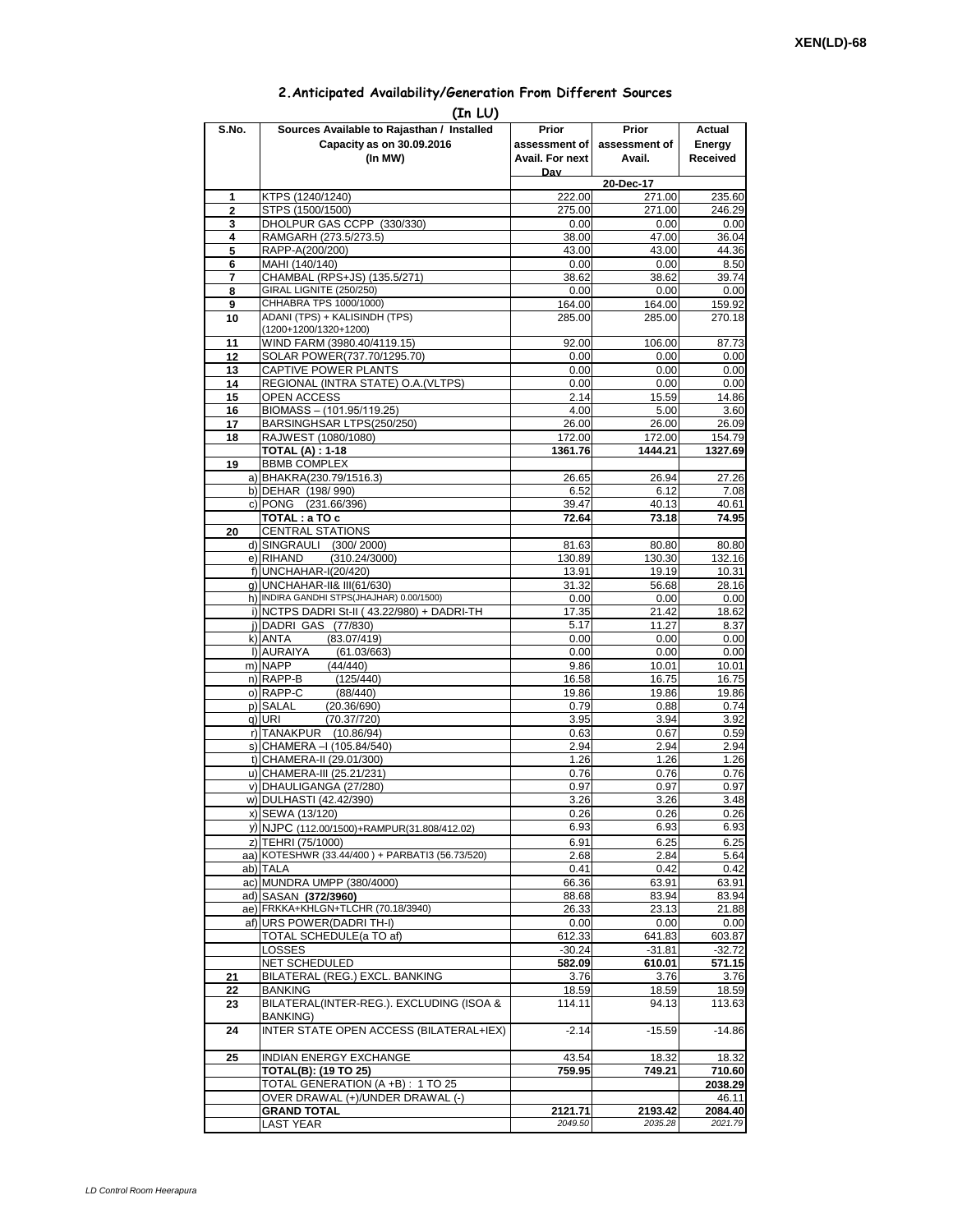XEN(LD)-68

## 2.Anticipated Availability/Generation From Different Sources

**(In LU)**

| S.No. | Sources Available to Rajasthan / Installed Capacity as on 30.09.2016 (In MW) | Prior assessment of Avail. For next Day | Prior assessment of Avail. | Actual Energy Received |
|---|---|---|---|---|
| | | | 20-Dec-17 | |
| 1 | KTPS (1240/1240) | 222.00 | 271.00 | 235.60 |
| 2 | STPS (1500/1500) | 275.00 | 271.00 | 246.29 |
| 3 | DHOLPUR GAS CCPP (330/330) | 0.00 | 0.00 | 0.00 |
| 4 | RAMGARH (273.5/273.5) | 38.00 | 47.00 | 36.04 |
| 5 | RAPP-A(200/200) | 43.00 | 43.00 | 44.36 |
| 6 | MAHI (140/140) | 0.00 | 0.00 | 8.50 |
| 7 | CHAMBAL (RPS+JS) (135.5/271) | 38.62 | 38.62 | 39.74 |
| 8 | GIRAL LIGNITE (250/250) | 0.00 | 0.00 | 0.00 |
| 9 | CHHABRA TPS 1000/1000) | 164.00 | 164.00 | 159.92 |
| 10 | ADANI (TPS) + KALISINDH (TPS) (1200+1200/1320+1200) | 285.00 | 285.00 | 270.18 |
| 11 | WIND FARM (3980.40/4119.15) | 92.00 | 106.00 | 87.73 |
| 12 | SOLAR POWER(737.70/1295.70) | 0.00 | 0.00 | 0.00 |
| 13 | CAPTIVE POWER PLANTS | 0.00 | 0.00 | 0.00 |
| 14 | REGIONAL (INTRA STATE) O.A.(VLTPS) | 0.00 | 0.00 | 0.00 |
| 15 | OPEN ACCESS | 2.14 | 15.59 | 14.86 |
| 16 | BIOMASS – (101.95/119.25) | 4.00 | 5.00 | 3.60 |
| 17 | BARSINGHSAR LTPS(250/250) | 26.00 | 26.00 | 26.09 |
| 18 | RAJWEST (1080/1080) | 172.00 | 172.00 | 154.79 |
| | **TOTAL (A) : 1-18** | **1361.76** | **1444.21** | **1327.69** |
| 19 | BBMB COMPLEX | | | |
| | a) BHAKRA(230.79/1516.3) | 26.65 | 26.94 | 27.26 |
| | b) DEHAR (198/ 990) | 6.52 | 6.12 | 7.08 |
| | c) PONG (231.66/396) | 39.47 | 40.13 | 40.61 |
| | **TOTAL : a TO c** | **72.64** | **73.18** | **74.95** |
| 20 | CENTRAL STATIONS | | | |
| | d) SINGRAULI (300/ 2000) | 81.63 | 80.80 | 80.80 |
| | e) RIHAND (310.24/3000) | 130.89 | 130.30 | 132.16 |
| | f) UNCHAHAR-I(20/420) | 13.91 | 19.19 | 10.31 |
| | g) UNCHAHAR-II& III(61/630) | 31.32 | 56.68 | 28.16 |
| | h) INDIRA GANDHI STPS(JHAJHAR) 0.00/1500) | 0.00 | 0.00 | 0.00 |
| | i) NCTPS DADRI St-II ( 43.22/980) + DADRI-TH | 17.35 | 21.42 | 18.62 |
| | j) DADRI GAS (77/830) | 5.17 | 11.27 | 8.37 |
| | k) ANTA (83.07/419) | 0.00 | 0.00 | 0.00 |
| | l) AURAIYA (61.03/663) | 0.00 | 0.00 | 0.00 |
| | m) NAPP (44/440) | 9.86 | 10.01 | 10.01 |
| | n) RAPP-B (125/440) | 16.58 | 16.75 | 16.75 |
| | o) RAPP-C (88/440) | 19.86 | 19.86 | 19.86 |
| | p) SALAL (20.36/690) | 0.79 | 0.88 | 0.74 |
| | q) URI (70.37/720) | 3.95 | 3.94 | 3.92 |
| | r) TANAKPUR (10.86/94) | 0.63 | 0.67 | 0.59 |
| | s) CHAMERA –I (105.84/540) | 2.94 | 2.94 | 2.94 |
| | t) CHAMERA-II (29.01/300) | 1.26 | 1.26 | 1.26 |
| | u) CHAMERA-III (25.21/231) | 0.76 | 0.76 | 0.76 |
| | v) DHAULIGANGA (27/280) | 0.97 | 0.97 | 0.97 |
| | w) DULHASTI (42.42/390) | 3.26 | 3.26 | 3.48 |
| | x) SEWA (13/120) | 0.26 | 0.26 | 0.26 |
| | y) NJPC (112.00/1500)+RAMPUR(31.808/412.02) | 6.93 | 6.93 | 6.93 |
| | z) TEHRI (75/1000) | 6.91 | 6.25 | 6.25 |
| | aa) KOTESHWR (33.44/400 ) + PARBATI3 (56.73/520) | 2.68 | 2.84 | 5.64 |
| | ab) TALA | 0.41 | 0.42 | 0.42 |
| | ac) MUNDRA UMPP (380/4000) | 66.36 | 63.91 | 63.91 |
| | ad) SASAN **(372/3960)** | 88.68 | 83.94 | 83.94 |
| | ae) FRKKA+KHLGN+TLCHR (70.18/3940) | 26.33 | 23.13 | 21.88 |
| | af) URS POWER(DADRI TH-I) | 0.00 | 0.00 | 0.00 |
| | TOTAL SCHEDULE(a TO af) | 612.33 | 641.83 | 603.87 |
| | LOSSES | -30.24 | -31.81 | -32.72 |
| | NET SCHEDULED | **582.09** | **610.01** | **571.15** |
| 21 | BILATERAL (REG.) EXCL. BANKING | 3.76 | 3.76 | 3.76 |
| 22 | BANKING | 18.59 | 18.59 | 18.59 |
| 23 | BILATERAL(INTER-REG.). EXCLUDING (ISOA & BANKING) | 114.11 | 94.13 | 113.63 |
| 24 | INTER STATE OPEN ACCESS (BILATERAL+IEX) | -2.14 | -15.59 | -14.86 |
| 25 | INDIAN ENERGY EXCHANGE | 43.54 | 18.32 | 18.32 |
| | **TOTAL(B): (19 TO 25)** | **759.95** | **749.21** | **710.60** |
| | TOTAL GENERATION (A +B) : 1 TO 25 | | | **2038.29** |
| | OVER DRAWAL (+)/UNDER DRAWAL (-) | | | 46.11 |
| | **GRAND TOTAL** | **2121.71** | **2193.42** | **2084.40** |
| | LAST YEAR | *2049.50* | *2035.28* | *2021.79* |

*LD Control Room Heerapura*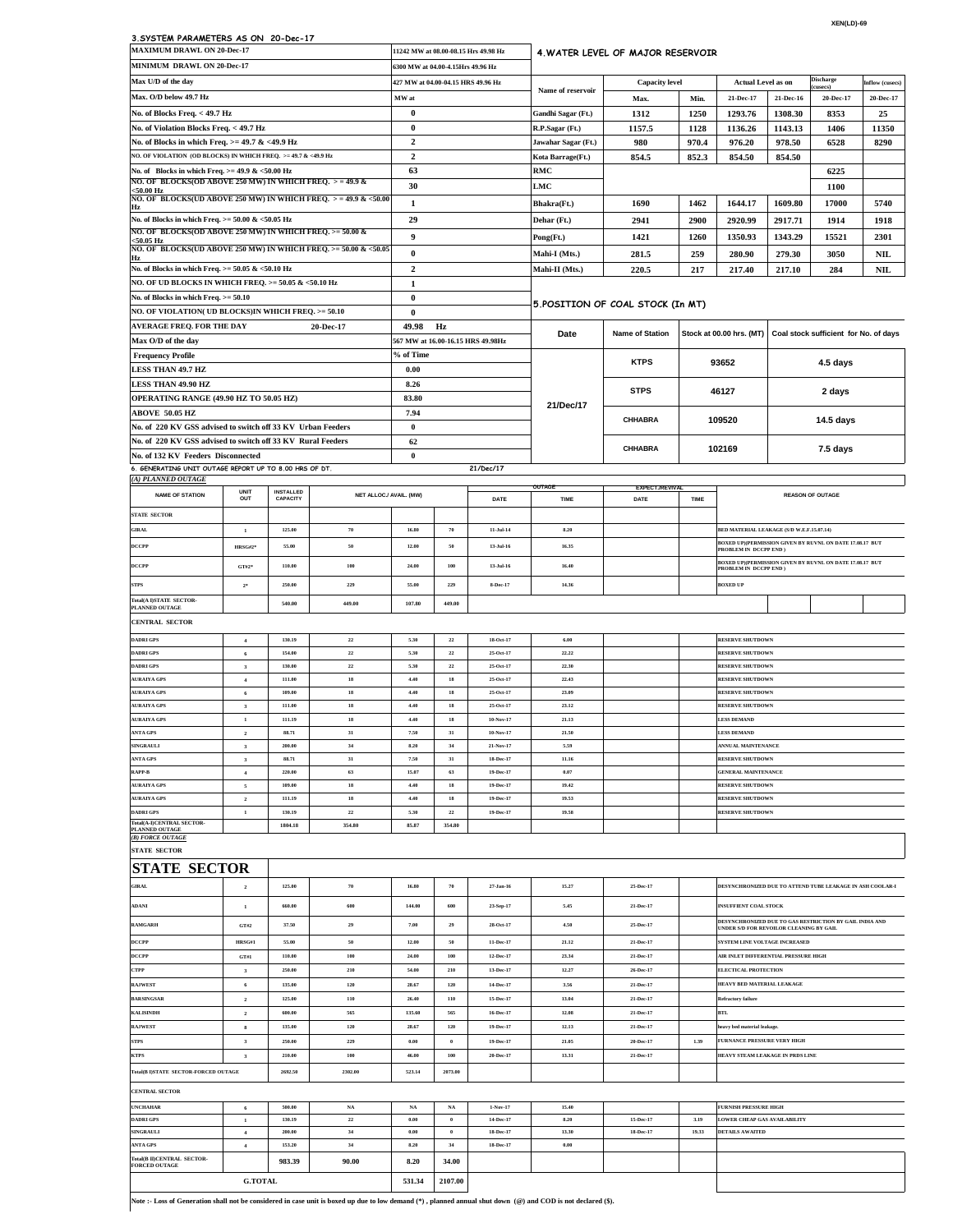XEN(LD)-69

### 3.SYSTEM PARAMETERS AS ON 20-Dec-17

| | |
|---|---|
| MAXIMUM DRAWL ON 20-Dec-17 | 11242 MW at 08.00-08.15 Hrs 49.98 Hz |
| MINIMUM DRAWL ON 20-Dec-17 | 6300 MW at 04.00-4.15Hrs 49.96 Hz |
| Max U/D of the day | 427 MW at 04.00-04.15 HRS 49.96 Hz |
| Max. O/D below 49.7 Hz | MW at |
| No. of Blocks Freq. < 49.7 Hz | 0 |
| No. of Violation Blocks Freq. < 49.7 Hz | 0 |
| No. of Blocks in which Freq. >= 49.7 & <49.9 Hz | 2 |
| NO. OF VIOLATION (OD BLOCKS) IN WHICH FREQ. >= 49.7 & <49.9 Hz | 2 |
| No. of Blocks in which Freq. >= 49.9 & <50.00 Hz | 63 |
| NO. OF BLOCKS(OD ABOVE 250 MW) IN WHICH FREQ. > = 49.9 & <50.00 Hz | 30 |
| NO. OF BLOCKS(UD ABOVE 250 MW) IN WHICH FREQ. > = 49.9 & <50.00 Hz | 1 |
| No. of Blocks in which Freq. >= 50.00 & <50.05 Hz | 29 |
| NO. OF BLOCKS(OD ABOVE 250 MW) IN WHICH FREQ. >= 50.00 & <50.05 Hz | 9 |
| NO. OF BLOCKS(UD ABOVE 250 MW) IN WHICH FREQ. >= 50.00 & <50.05 Hz | 0 |
| No. of Blocks in which Freq. >= 50.05 & <50.10 Hz | 2 |
| NO. OF UD BLOCKS IN WHICH FREQ. >= 50.05 & <50.10 Hz | 1 |
| No. of Blocks in which Freq. >= 50.10 | 0 |
| NO. OF VIOLATION( UD BLOCKS)IN WHICH FREQ. >= 50.10 | 0 |
| AVERAGE FREQ. FOR THE DAY 20-Dec-17 | 49.98 Hz |
| Max O/D of the day | 567 MW at 16.00-16.15 HRS 49.98Hz |
| Frequency Profile | % of Time |
| LESS THAN 49.7 HZ | 0.00 |
| LESS THAN 49.90 HZ | 8.26 |
| OPERATING RANGE (49.90 HZ TO 50.05 HZ) | 83.80 |
| ABOVE 50.05 HZ | 7.94 |
| No. of 220 KV GSS advised to switch off 33 KV Urban Feeders | 0 |
| No. of 220 KV GSS advised to switch off 33 KV Rural Feeders | 62 |
| No. of 132 KV Feeders Disconnected | 0 |

### 4.WATER LEVEL OF MAJOR RESERVOIR

| Name of reservoir | Capacity level | | Actual Level as on | | Discharge (cusecs) | Inflow (cusecs) |
|---|---|---|---|---|---|---|
| | Max. | Min. | 21-Dec-17 | 21-Dec-16 | 20-Dec-17 | 20-Dec-17 |
| Gandhi Sagar (Ft.) | 1312 | 1250 | 1293.76 | 1308.30 | 8353 | 25 |
| R.P.Sagar (Ft.) | 1157.5 | 1128 | 1136.26 | 1143.13 | 1406 | 11350 |
| Jawahar Sagar (Ft.) | 980 | 970.4 | 976.20 | 978.50 | 6528 | 8290 |
| Kota Barrage(Ft.) | 854.5 | 852.3 | 854.50 | 854.50 | | |
| RMC | | | | | 6225 | |
| LMC | | | | | 1100 | |
| Bhakra(Ft.) | 1690 | 1462 | 1644.17 | 1609.80 | 17000 | 5740 |
| Dehar (Ft.) | 2941 | 2900 | 2920.99 | 2917.71 | 1914 | 1918 |
| Pong(Ft.) | 1421 | 1260 | 1350.93 | 1343.29 | 15521 | 2301 |
| Mahi-I (Mts.) | 281.5 | 259 | 280.90 | 279.30 | 3050 | NIL |
| Mahi-II (Mts.) | 220.5 | 217 | 217.40 | 217.10 | 284 | NIL |

### 5.POSITION OF COAL STOCK (In MT)

| Date | Name of Station | Stock at 00.00 hrs. (MT) | Coal stock sufficient for No. of days |
|---|---|---|---|
| 21/Dec/17 | KTPS | 93652 | 4.5 days |
| | STPS | 46127 | 2 days |
| | CHHABRA | 109520 | 14.5 days |
| | CHHABRA | 102169 | 7.5 days |

### 6. GENERATING UNIT OUTAGE REPORT UP TO 8.00 HRS OF DT. 21/Dec/17

*(A) PLANNED OUTAGE*

| NAME OF STATION | UNIT OUT | INSTALLED CAPACITY | NET ALLOC./ AVAIL. (MW) | | | OUTAGE DATE | OUTAGE TIME | EXPECT./REVIVAL DATE | EXPECT./REVIVAL TIME | REASON OF OUTAGE |
|---|---|---|---|---|---|---|---|---|---|---|
| STATE SECTOR | | | | | | | | | | |
| GIRAL | 1 | 125.00 | 70 | 16.80 | 70 | 11-Jul-14 | 8.20 | | | BED MATERIAL LEAKAGE (S/D W.E.F.15.07.14) |
| DCCPP | HRSG#2* | 55.00 | 50 | 12.00 | 50 | 13-Jul-16 | 16.35 | | | BOXED UP(PERMISSION GIVEN BY RUVNL ON DATE 17.08.17 BUT PROBLEM IN DCCPP END ) |
| DCCPP | GT#2* | 110.00 | 100 | 24.00 | 100 | 13-Jul-16 | 16.40 | | | BOXED UP(PERMISSION GIVEN BY RUVNL ON DATE 17.08.17 BUT PROBLEM IN DCCPP END ) |
| STPS | 2* | 250.00 | 229 | 55.00 | 229 | 8-Dec-17 | 14.36 | | | BOXED UP |
| Total(A I)STATE SECTOR-PLANNED OUTAGE | | 540.00 | 449.00 | 107.80 | 449.00 | | | | | |
| CENTRAL SECTOR | | | | | | | | | | |
| DADRI GPS | 4 | 130.19 | 22 | 5.30 | 22 | 18-Oct-17 | 6.00 | | | RESERVE SHUTDOWN |
| DADRI GPS | 6 | 154.00 | 22 | 5.30 | 22 | 25-Oct-17 | 22.22 | | | RESERVE SHUTDOWN |
| DADRI GPS | 3 | 130.00 | 22 | 5.30 | 22 | 25-Oct-17 | 22.30 | | | RESERVE SHUTDOWN |
| AURAIYA GPS | 4 | 111.00 | 18 | 4.40 | 18 | 25-Oct-17 | 22.43 | | | RESERVE SHUTDOWN |
| AURAIYA GPS | 6 | 109.00 | 18 | 4.40 | 18 | 25-Oct-17 | 23.09 | | | RESERVE SHUTDOWN |
| AURAIYA GPS | 3 | 111.00 | 18 | 4.40 | 18 | 25-Oct-17 | 23.12 | | | RESERVE SHUTDOWN |
| AURAIYA GPS | 1 | 111.19 | 18 | 4.40 | 18 | 10-Nov-17 | 21.13 | | | LESS DEMAND |
| ANTA GPS | 2 | 88.71 | 31 | 7.50 | 31 | 10-Nov-17 | 21.50 | | | LESS DEMAND |
| SINGRAULI | 3 | 200.00 | 34 | 8.20 | 34 | 21-Nov-17 | 5.59 | | | ANNUAL MAINTENANCE |
| ANTA GPS | 3 | 88.71 | 31 | 7.50 | 31 | 18-Dec-17 | 11.16 | | | RESERVE SHUTDOWN |
| RAPP-B | 4 | 220.00 | 63 | 15.07 | 63 | 19-Dec-17 | 0.07 | | | GENERAL MAINTENANCE |
| AURAIYA GPS | 5 | 109.00 | 18 | 4.40 | 18 | 19-Dec-17 | 19.42 | | | RESERVE SHUTDOWN |
| AURAIYA GPS | 2 | 111.19 | 18 | 4.40 | 18 | 19-Dec-17 | 19.53 | | | RESERVE SHUTDOWN |
| DADRI GPS | 1 | 130.19 | 22 | 5.30 | 22 | 19-Dec-17 | 19.58 | | | RESERVE SHUTDOWN |
| Total(A-I)CENTRAL SECTOR-PLANNED OUTAGE | | 1804.18 | 354.80 | 85.87 | 354.80 | | | | | |

*(B) FORCE OUTAGE*

| NAME OF STATION | UNIT OUT | INSTALLED CAPACITY | NET ALLOC./ AVAIL. (MW) | | | OUTAGE DATE | OUTAGE TIME | EXPECT./REVIVAL DATE | EXPECT./REVIVAL TIME | REASON OF OUTAGE |
|---|---|---|---|---|---|---|---|---|---|---|
| STATE SECTOR | | | | | | | | | | |
| GIRAL | 2 | 125.00 | 70 | 16.80 | 70 | 27-Jan-16 | 15.27 | 25-Dec-17 | | DESYNCHRONIZED DUE TO ATTEND TUBE LEAKAGE IN ASH COOLAR-I |
| ADANI | 1 | 660.00 | 600 | 144.00 | 600 | 23-Sep-17 | 5.45 | 21-Dec-17 | | INSUFFIENT COAL STOCK |
| RAMGARH | GT#2 | 37.50 | 29 | 7.00 | 29 | 20-Oct-17 | 4.50 | 25-Dec-17 | | DESYNCHRONIZED DUE TO GAS RESTRICTION BY GAIL INDIA AND UNDER S/D FOR REVOILOR CLEANING BY GAIL |
| DCCPP | HRSG#1 | 55.00 | 50 | 12.00 | 50 | 11-Dec-17 | 21.12 | 21-Dec-17 | | SYSTEM LINE VOLTAGE INCREASED |
| DCCPP | GT#1 | 110.00 | 100 | 24.00 | 100 | 12-Dec-17 | 23.34 | 21-Dec-17 | | AIR INLET DIFFERENTIAL PRESSURE HIGH |
| CTPP | 3 | 250.00 | 210 | 54.00 | 210 | 13-Dec-17 | 12.27 | 26-Dec-17 | | ELECTICAL PROTECTION |
| RAJWEST | 6 | 135.00 | 120 | 28.67 | 120 | 14-Dec-17 | 3.56 | 21-Dec-17 | | HEAVY BED MATERIAL LEAKAGE |
| BARSINGSAR | 2 | 125.00 | 110 | 26.40 | 110 | 15-Dec-17 | 13.04 | 21-Dec-17 | | Refractory failure |
| KALISINDH | 2 | 600.00 | 565 | 135.60 | 565 | 16-Dec-17 | 12.08 | 21-Dec-17 | | BTL |
| RAJWEST | 8 | 135.00 | 120 | 28.67 | 120 | 19-Dec-17 | 12.13 | 21-Dec-17 | | heavy bed material leakage. |
| STPS | 3 | 250.00 | 229 | 0.00 | 0 | 19-Dec-17 | 21.05 | 20-Dec-17 | 1.39 | FURNANCE PRESSURE VERY HIGH |
| KTPS | 3 | 210.00 | 100 | 46.00 | 100 | 20-Dec-17 | 13.31 | 21-Dec-17 | | HEAVY STEAM LEAKAGE IN PRDS LINE |
| Total(B I)STATE SECTOR-FORCED OUTAGE | | 2692.50 | 2302.00 | 523.14 | 2073.00 | | | | | |
| CENTRAL SECTOR | | | | | | | | | | |
| UNCHAHAR | 6 | 500.00 | NA | NA | NA | 1-Nov-17 | 15.40 | | | FURNISH PRESSURE HIGH |
| DADRI GPS | 1 | 130.19 | 22 | 0.00 | 0 | 14-Dec-17 | 8.20 | 15-Dec-17 | 3.19 | LOWER CHEAP GAS AVAILABILITY |
| SINGRAULI | 4 | 200.00 | 34 | 0.00 | 0 | 18-Dec-17 | 13.30 | 18-Dec-17 | 19.13 | DETAILS AWAITED |
| ANTA GPS | 4 | 153.20 | 34 | 8.20 | 34 | 18-Dec-17 | 0.00 | | | |
| Total(B II)CENTRAL SECTOR-FORCED OUTAGE | | 983.39 | 90.00 | 8.20 | 34.00 | | | | | |
| G.TOTAL | | | | 531.34 | 2107.00 | | | | | |

Note :- Loss of Generation shall not be considered in case unit is boxed up due to low demand (*) , planned annual shut down (@) and COD is not declared ($).